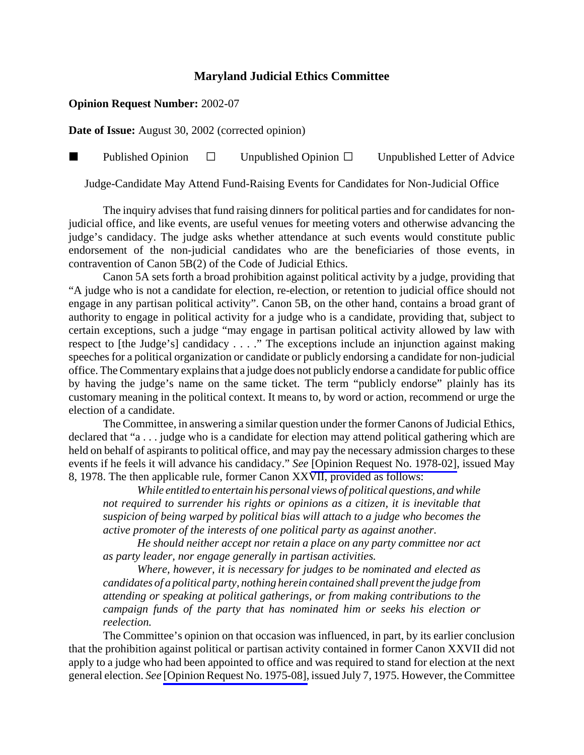## Maryland Judicial Ethics Committee

**Opinion Request Number:** 2002-07

**Date of Issue:** August 30, 2002 (corrected opinion)

■ Published Opinion ☐ Unpublished Opinion ☐ Unpublished Letter of Advice

Judge-Candidate May Attend Fund-Raising Events for Candidates for Non-Judicial Office

The inquiry advises that fund raising dinners for political parties and for candidates for non-judicial office, and like events, are useful venues for meeting voters and otherwise advancing the judge's candidacy. The judge asks whether attendance at such events would constitute public endorsement of the non-judicial candidates who are the beneficiaries of those events, in contravention of Canon 5B(2) of the Code of Judicial Ethics.

Canon 5A sets forth a broad prohibition against political activity by a judge, providing that "A judge who is not a candidate for election, re-election, or retention to judicial office should not engage in any partisan political activity". Canon 5B, on the other hand, contains a broad grant of authority to engage in political activity for a judge who is a candidate, providing that, subject to certain exceptions, such a judge "may engage in partisan political activity allowed by law with respect to [the Judge's] candidacy . . . ." The exceptions include an injunction against making speeches for a political organization or candidate or publicly endorsing a candidate for non-judicial office. The Commentary explains that a judge does not publicly endorse a candidate for public office by having the judge's name on the same ticket. The term "publicly endorse" plainly has its customary meaning in the political context. It means to, by word or action, recommend or urge the election of a candidate.

The Committee, in answering a similar question under the former Canons of Judicial Ethics, declared that "a . . . judge who is a candidate for election may attend political gathering which are held on behalf of aspirants to political office, and may pay the necessary admission charges to these events if he feels it will advance his candidacy." *See* [Opinion Request No. 1978-02], issued May 8, 1978. The then applicable rule, former Canon XXVII, provided as follows:

> *While entitled to entertain his personal views of political questions, and while not required to surrender his rights or opinions as a citizen, it is inevitable that suspicion of being warped by political bias will attach to a judge who becomes the active promoter of the interests of one political party as against another.*
>
> *He should neither accept nor retain a place on any party committee nor act as party leader, nor engage generally in partisan activities.*
>
> *Where, however, it is necessary for judges to be nominated and elected as candidates of a political party, nothing herein contained shall prevent the judge from attending or speaking at political gatherings, or from making contributions to the campaign funds of the party that has nominated him or seeks his election or reelection.*

The Committee's opinion on that occasion was influenced, in part, by its earlier conclusion that the prohibition against political or partisan activity contained in former Canon XXVII did not apply to a judge who had been appointed to office and was required to stand for election at the next general election. *See* [Opinion Request No. 1975-08], issued July 7, 1975. However, the Committee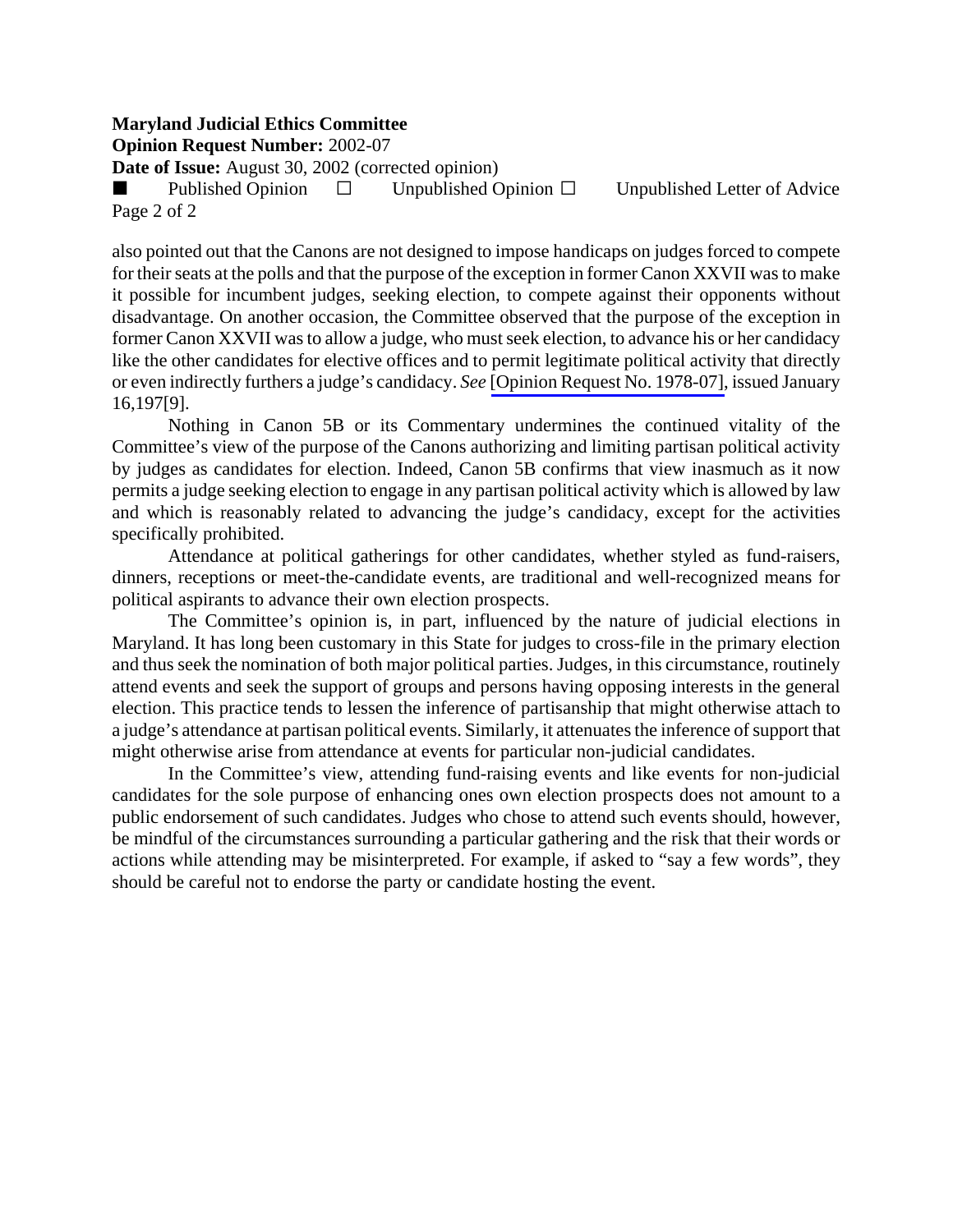also pointed out that the Canons are not designed to impose handicaps on judges forced to compete for their seats at the polls and that the purpose of the exception in former Canon XXVII was to make it possible for incumbent judges, seeking election, to compete against their opponents without disadvantage. On another occasion, the Committee observed that the purpose of the exception in former Canon XXVII was to allow a judge, who must seek election, to advance his or her candidacy like the other candidates for elective offices and to permit legitimate political activity that directly or even indirectly furthers a judge's candidacy. *See* [Opinion Request No. 1978-07], issued January 16,197[9].

Nothing in Canon 5B or its Commentary undermines the continued vitality of the Committee's view of the purpose of the Canons authorizing and limiting partisan political activity by judges as candidates for election. Indeed, Canon 5B confirms that view inasmuch as it now permits a judge seeking election to engage in any partisan political activity which is allowed by law and which is reasonably related to advancing the judge's candidacy, except for the activities specifically prohibited.

Attendance at political gatherings for other candidates, whether styled as fund-raisers, dinners, receptions or meet-the-candidate events, are traditional and well-recognized means for political aspirants to advance their own election prospects.

The Committee's opinion is, in part, influenced by the nature of judicial elections in Maryland. It has long been customary in this State for judges to cross-file in the primary election and thus seek the nomination of both major political parties. Judges, in this circumstance, routinely attend events and seek the support of groups and persons having opposing interests in the general election. This practice tends to lessen the inference of partisanship that might otherwise attach to a judge's attendance at partisan political events. Similarly, it attenuates the inference of support that might otherwise arise from attendance at events for particular non-judicial candidates.

In the Committee's view, attending fund-raising events and like events for non-judicial candidates for the sole purpose of enhancing ones own election prospects does not amount to a public endorsement of such candidates. Judges who chose to attend such events should, however, be mindful of the circumstances surrounding a particular gathering and the risk that their words or actions while attending may be misinterpreted. For example, if asked to "say a few words", they should be careful not to endorse the party or candidate hosting the event.